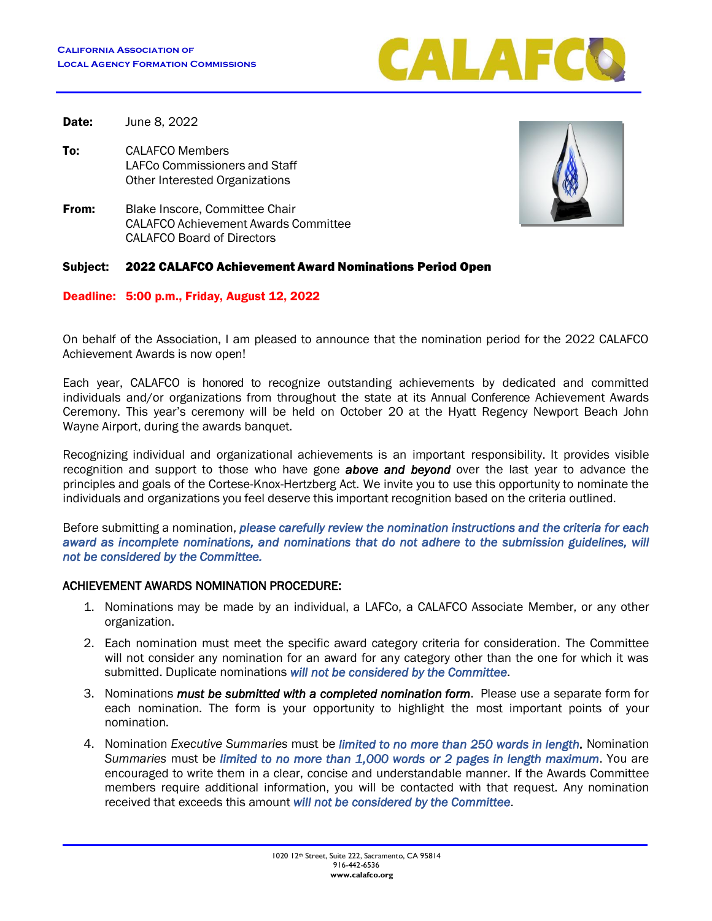**California Association of Local Agency Formation Commissions**

**CALAFCO**

**Date:** June 8, 2022

**To:** CALAFCO Members
LAFCo Commissioners and Staff
Other Interested Organizations

**From:** Blake Inscore, Committee Chair
CALAFCO Achievement Awards Committee
CALAFCO Board of Directors

**Subject:** **2022 CALAFCO Achievement Award Nominations Period Open**

**Deadline: 5:00 p.m., Friday, August 12, 2022**

On behalf of the Association, I am pleased to announce that the nomination period for the 2022 CALAFCO Achievement Awards is now open!

Each year, CALAFCO is honored to recognize outstanding achievements by dedicated and committed individuals and/or organizations from throughout the state at its Annual Conference Achievement Awards Ceremony. This year's ceremony will be held on October 20 at the Hyatt Regency Newport Beach John Wayne Airport, during the awards banquet.

Recognizing individual and organizational achievements is an important responsibility. It provides visible recognition and support to those who have gone ***above and beyond*** over the last year to advance the principles and goals of the Cortese-Knox-Hertzberg Act. We invite you to use this opportunity to nominate the individuals and organizations you feel deserve this important recognition based on the criteria outlined.

Before submitting a nomination, *please carefully review the nomination instructions and the criteria for each award as incomplete nominations, and nominations that do not adhere to the submission guidelines, will not be considered by the Committee.*

## ACHIEVEMENT AWARDS NOMINATION PROCEDURE:

1. Nominations may be made by an individual, a LAFCo, a CALAFCO Associate Member, or any other organization.
2. Each nomination must meet the specific award category criteria for consideration. The Committee will not consider any nomination for an award for any category other than the one for which it was submitted. Duplicate nominations *will not be considered by the Committee*.
3. Nominations ***must be submitted with a completed nomination form***. Please use a separate form for each nomination. The form is your opportunity to highlight the most important points of your nomination.
4. Nomination *Executive Summaries* must be *limited to no more than 250 words in length*. Nomination *Summaries* must be *limited to no more than 1,000 words or 2 pages in length maximum*. You are encouraged to write them in a clear, concise and understandable manner. If the Awards Committee members require additional information, you will be contacted with that request. Any nomination received that exceeds this amount *will not be considered by the Committee*.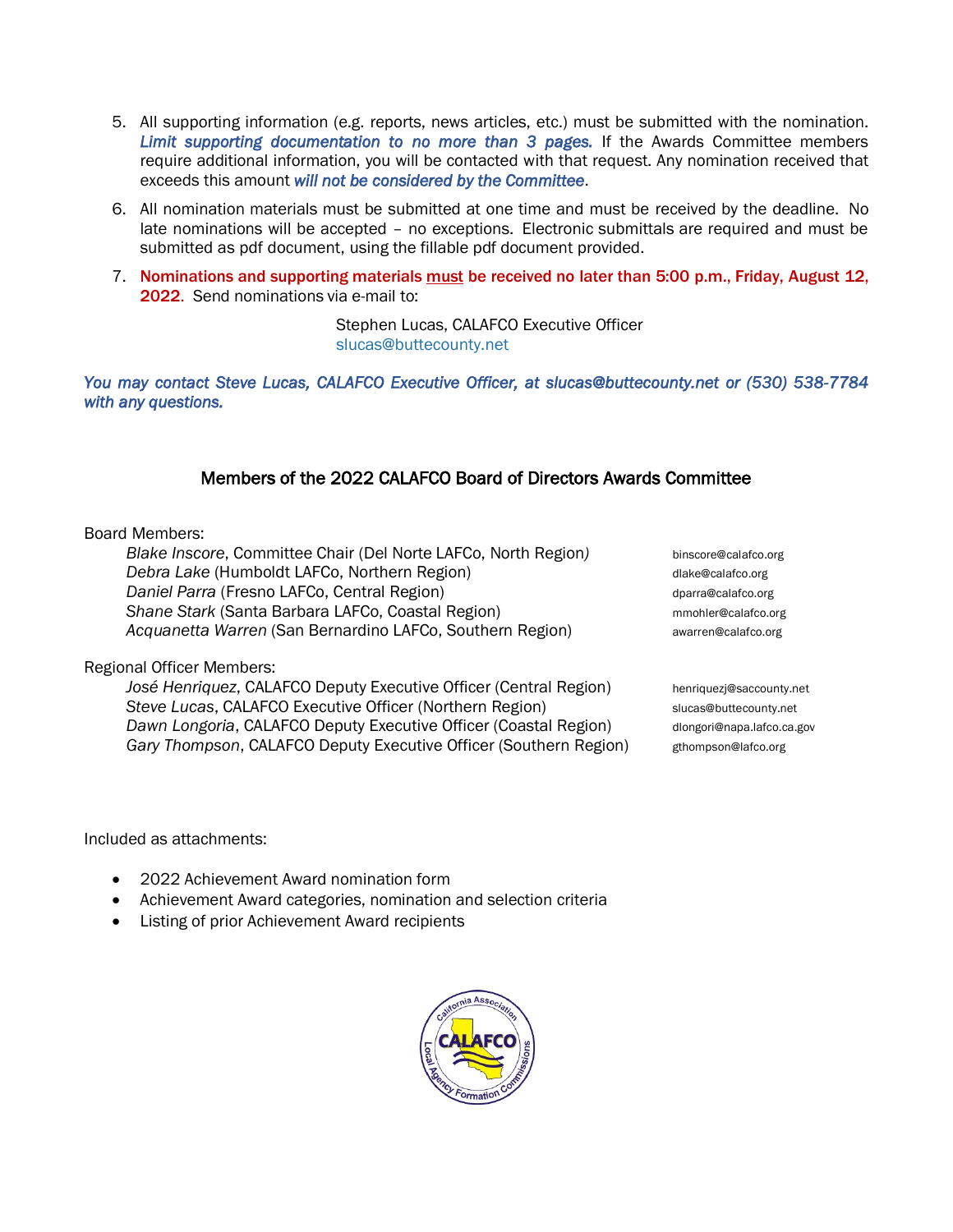5. All supporting information (e.g. reports, news articles, etc.) must be submitted with the nomination. ***Limit supporting documentation to no more than 3 pages.*** If the Awards Committee members require additional information, you will be contacted with that request. Any nomination received that exceeds this amount ***will not be considered by the Committee***.

6. All nomination materials must be submitted at one time and must be received by the deadline. No late nominations will be accepted – no exceptions. Electronic submittals are required and must be submitted as pdf document, using the fillable pdf document provided.

7. **Nominations and supporting materials must be received no later than 5:00 p.m., Friday, August 12, 2022**. Send nominations via e-mail to:

   Stephen Lucas, CALAFCO Executive Officer
   slucas@buttecounty.net

***You may contact Steve Lucas, CALAFCO Executive Officer, at slucas@buttecounty.net or (530) 538-7784 with any questions.***

## Members of the 2022 CALAFCO Board of Directors Awards Committee

Board Members:

- *Blake Inscore*, Committee Chair (Del Norte LAFCo, North Region) — binscore@calafco.org
- *Debra Lake* (Humboldt LAFCo, Northern Region) — dlake@calafco.org
- *Daniel Parra* (Fresno LAFCo, Central Region) — dparra@calafco.org
- *Shane Stark* (Santa Barbara LAFCo, Coastal Region) — mmohler@calafco.org
- *Acquanetta Warren* (San Bernardino LAFCo, Southern Region) — awarren@calafco.org

Regional Officer Members:

- *José Henriquez*, CALAFCO Deputy Executive Officer (Central Region) — henriquezj@saccounty.net
- *Steve Lucas*, CALAFCO Executive Officer (Northern Region) — slucas@buttecounty.net
- *Dawn Longoria*, CALAFCO Deputy Executive Officer (Coastal Region) — dlongori@napa.lafco.ca.gov
- *Gary Thompson*, CALAFCO Deputy Executive Officer (Southern Region) — gthompson@lafco.org

Included as attachments:

- 2022 Achievement Award nomination form
- Achievement Award categories, nomination and selection criteria
- Listing of prior Achievement Award recipients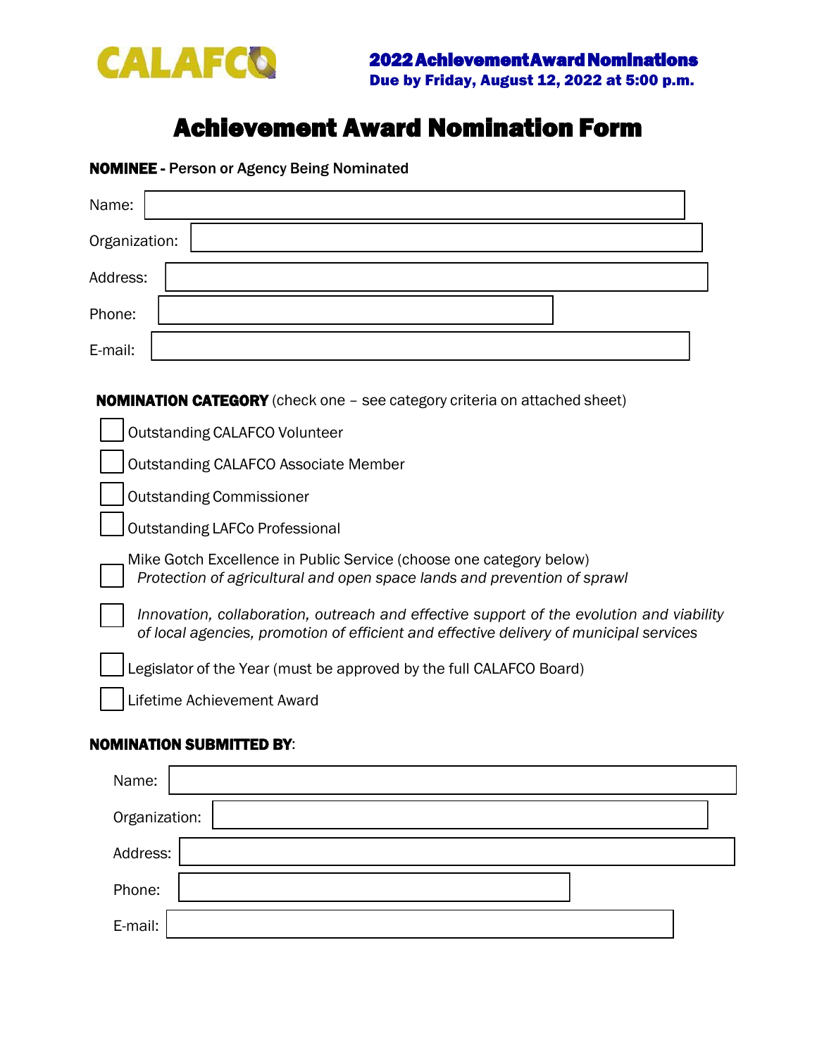CALAFCO

**2022 Achievement Award Nominations**
**Due by Friday, August 12, 2022 at 5:00 p.m.**

# Achievement Award Nomination Form

**NOMINEE - Person or Agency Being Nominated**

Name: 

Organization: 

Address: 

Phone: 

E-mail: 

**NOMINATION CATEGORY** (check one – see category criteria on attached sheet)

- [ ] Outstanding CALAFCO Volunteer
- [ ] Outstanding CALAFCO Associate Member
- [ ] Outstanding Commissioner
- [ ] Outstanding LAFCo Professional
- Mike Gotch Excellence in Public Service (choose one category below)
  - [ ] *Protection of agricultural and open space lands and prevention of sprawl*
  - [ ] *Innovation, collaboration, outreach and effective support of the evolution and viability of local agencies, promotion of efficient and effective delivery of municipal services*
- [ ] Legislator of the Year (must be approved by the full CALAFCO Board)
- [ ] Lifetime Achievement Award

**NOMINATION SUBMITTED BY**:

Name: 

Organization: 

Address: 

Phone: 

E-mail: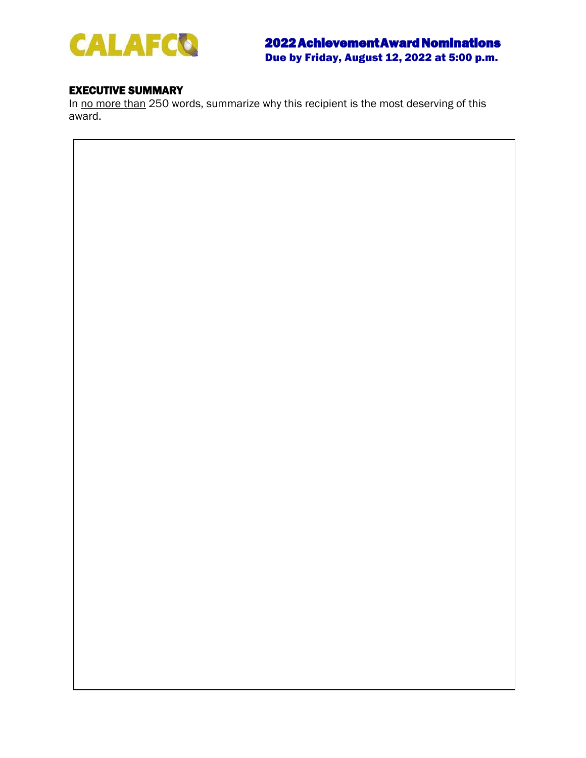CALAFCO

## 2022 Achievement Award Nominations

**Due by Friday, August 12, 2022 at 5:00 p.m.**

### EXECUTIVE SUMMARY

In no more than 250 words, summarize why this recipient is the most deserving of this award.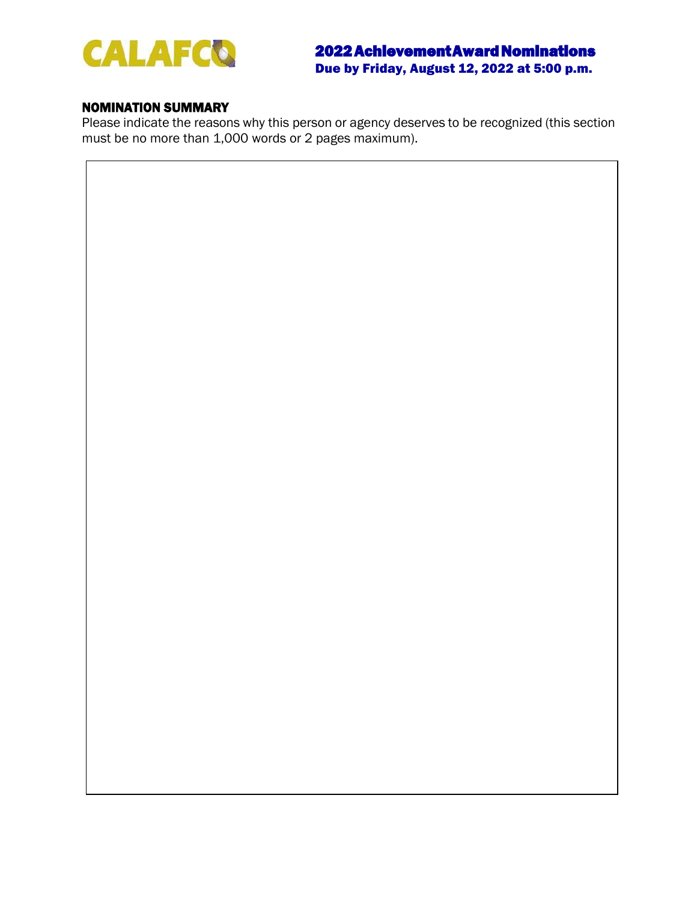# 2022 Achievement Award Nominations

**Due by Friday, August 12, 2022 at 5:00 p.m.**

## NOMINATION SUMMARY

Please indicate the reasons why this person or agency deserves to be recognized (this section must be no more than 1,000 words or 2 pages maximum).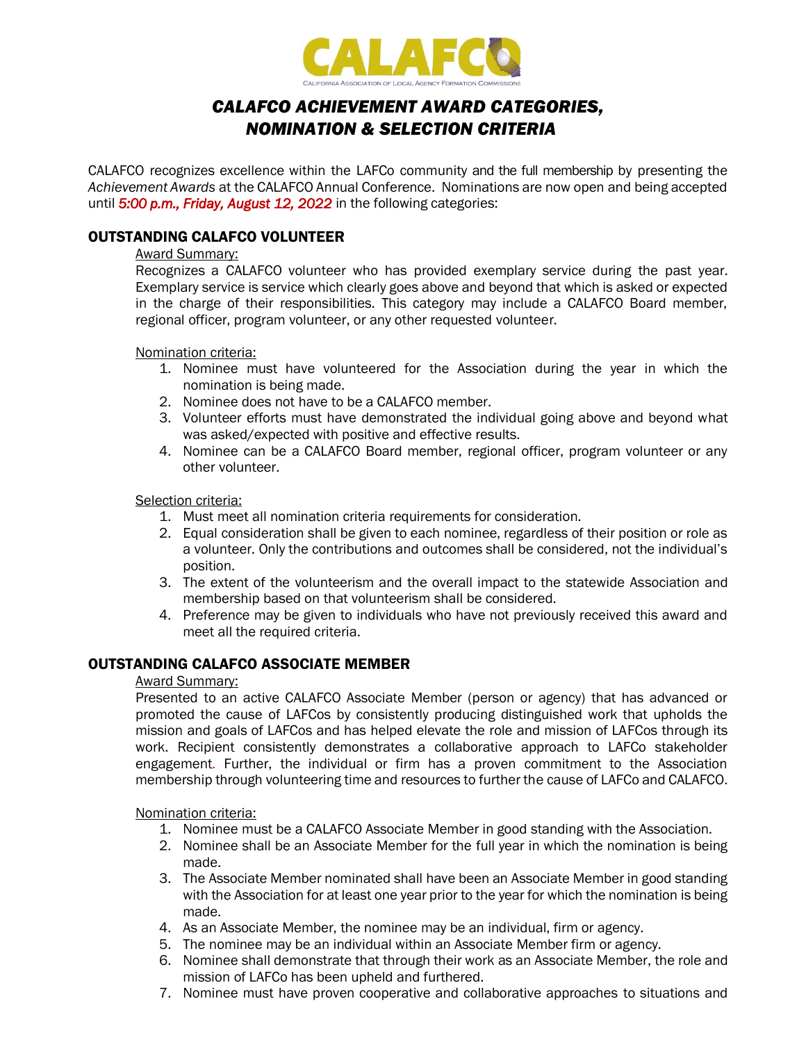CALAFCO

CALIFORNIA ASSOCIATION OF LOCAL AGENCY FORMATION COMMISSIONS

# *CALAFCO ACHIEVEMENT AWARD CATEGORIES, NOMINATION & SELECTION CRITERIA*

CALAFCO recognizes excellence within the LAFCo community and the full membership by presenting the *Achievement Awards* at the CALAFCO Annual Conference. Nominations are now open and being accepted until *5:00 p.m., Friday, August 12, 2022* in the following categories:

## OUTSTANDING CALAFCO VOLUNTEER

Award Summary:

Recognizes a CALAFCO volunteer who has provided exemplary service during the past year. Exemplary service is service which clearly goes above and beyond that which is asked or expected in the charge of their responsibilities. This category may include a CALAFCO Board member, regional officer, program volunteer, or any other requested volunteer.

Nomination criteria:

1. Nominee must have volunteered for the Association during the year in which the nomination is being made.
2. Nominee does not have to be a CALAFCO member.
3. Volunteer efforts must have demonstrated the individual going above and beyond what was asked/expected with positive and effective results.
4. Nominee can be a CALAFCO Board member, regional officer, program volunteer or any other volunteer.

Selection criteria:

1. Must meet all nomination criteria requirements for consideration.
2. Equal consideration shall be given to each nominee, regardless of their position or role as a volunteer. Only the contributions and outcomes shall be considered, not the individual's position.
3. The extent of the volunteerism and the overall impact to the statewide Association and membership based on that volunteerism shall be considered.
4. Preference may be given to individuals who have not previously received this award and meet all the required criteria.

## OUTSTANDING CALAFCO ASSOCIATE MEMBER

Award Summary:

Presented to an active CALAFCO Associate Member (person or agency) that has advanced or promoted the cause of LAFCos by consistently producing distinguished work that upholds the mission and goals of LAFCos and has helped elevate the role and mission of LAFCos through its work. Recipient consistently demonstrates a collaborative approach to LAFCo stakeholder engagement. Further, the individual or firm has a proven commitment to the Association membership through volunteering time and resources to further the cause of LAFCo and CALAFCO.

Nomination criteria:

1. Nominee must be a CALAFCO Associate Member in good standing with the Association.
2. Nominee shall be an Associate Member for the full year in which the nomination is being made.
3. The Associate Member nominated shall have been an Associate Member in good standing with the Association for at least one year prior to the year for which the nomination is being made.
4. As an Associate Member, the nominee may be an individual, firm or agency.
5. The nominee may be an individual within an Associate Member firm or agency.
6. Nominee shall demonstrate that through their work as an Associate Member, the role and mission of LAFCo has been upheld and furthered.
7. Nominee must have proven cooperative and collaborative approaches to situations and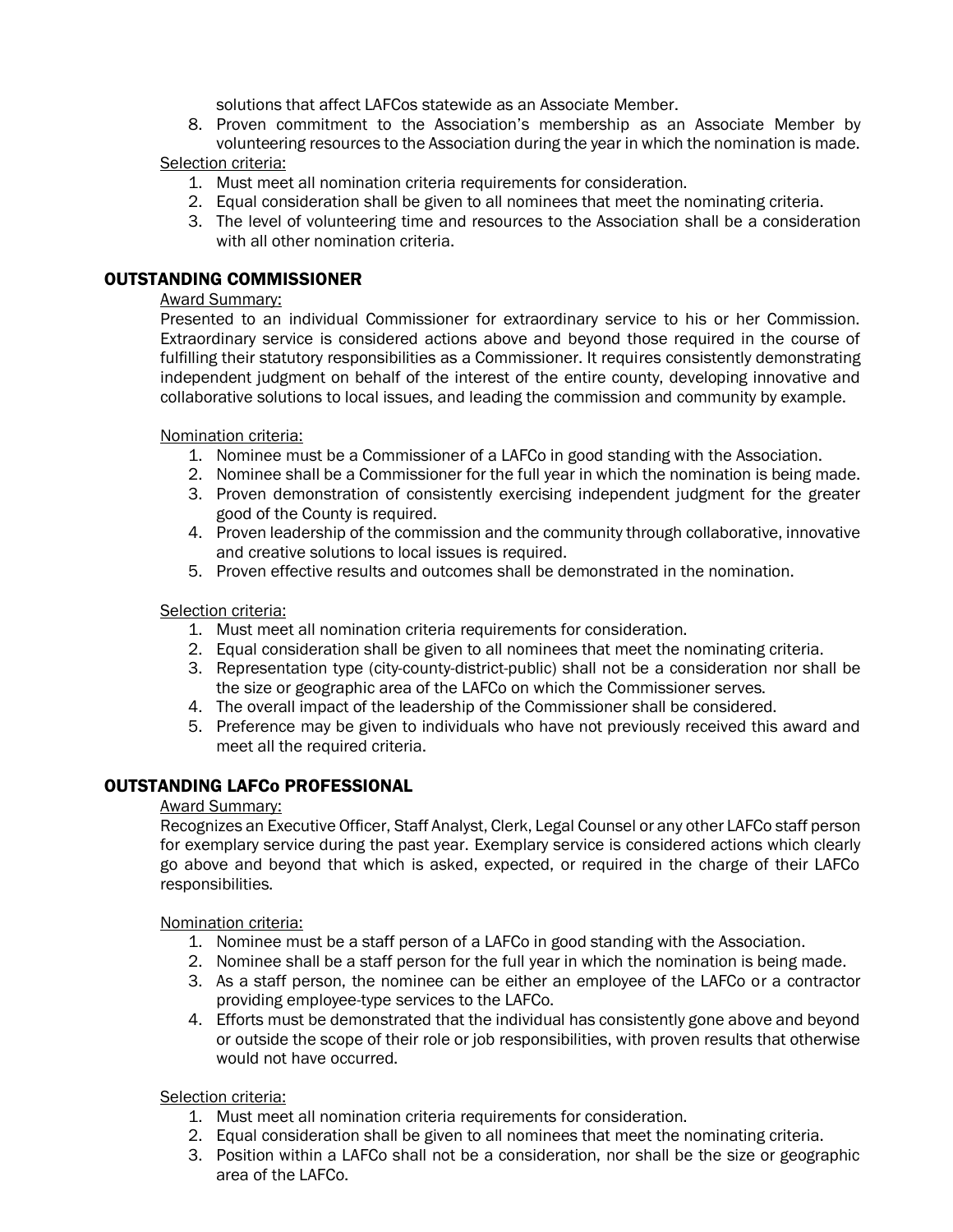solutions that affect LAFCos statewide as an Associate Member.

8. Proven commitment to the Association's membership as an Associate Member by volunteering resources to the Association during the year in which the nomination is made.

Selection criteria:

1. Must meet all nomination criteria requirements for consideration.
2. Equal consideration shall be given to all nominees that meet the nominating criteria.
3. The level of volunteering time and resources to the Association shall be a consideration with all other nomination criteria.

## OUTSTANDING COMMISSIONER

Award Summary:

Presented to an individual Commissioner for extraordinary service to his or her Commission. Extraordinary service is considered actions above and beyond those required in the course of fulfilling their statutory responsibilities as a Commissioner. It requires consistently demonstrating independent judgment on behalf of the interest of the entire county, developing innovative and collaborative solutions to local issues, and leading the commission and community by example.

Nomination criteria:

1. Nominee must be a Commissioner of a LAFCo in good standing with the Association.
2. Nominee shall be a Commissioner for the full year in which the nomination is being made.
3. Proven demonstration of consistently exercising independent judgment for the greater good of the County is required.
4. Proven leadership of the commission and the community through collaborative, innovative and creative solutions to local issues is required.
5. Proven effective results and outcomes shall be demonstrated in the nomination.

Selection criteria:

1. Must meet all nomination criteria requirements for consideration.
2. Equal consideration shall be given to all nominees that meet the nominating criteria.
3. Representation type (city-county-district-public) shall not be a consideration nor shall be the size or geographic area of the LAFCo on which the Commissioner serves.
4. The overall impact of the leadership of the Commissioner shall be considered.
5. Preference may be given to individuals who have not previously received this award and meet all the required criteria.

## OUTSTANDING LAFCo PROFESSIONAL

Award Summary:

Recognizes an Executive Officer, Staff Analyst, Clerk, Legal Counsel or any other LAFCo staff person for exemplary service during the past year. Exemplary service is considered actions which clearly go above and beyond that which is asked, expected, or required in the charge of their LAFCo responsibilities.

Nomination criteria:

1. Nominee must be a staff person of a LAFCo in good standing with the Association.
2. Nominee shall be a staff person for the full year in which the nomination is being made.
3. As a staff person, the nominee can be either an employee of the LAFCo or a contractor providing employee-type services to the LAFCo.
4. Efforts must be demonstrated that the individual has consistently gone above and beyond or outside the scope of their role or job responsibilities, with proven results that otherwise would not have occurred.

Selection criteria:

1. Must meet all nomination criteria requirements for consideration.
2. Equal consideration shall be given to all nominees that meet the nominating criteria.
3. Position within a LAFCo shall not be a consideration, nor shall be the size or geographic area of the LAFCo.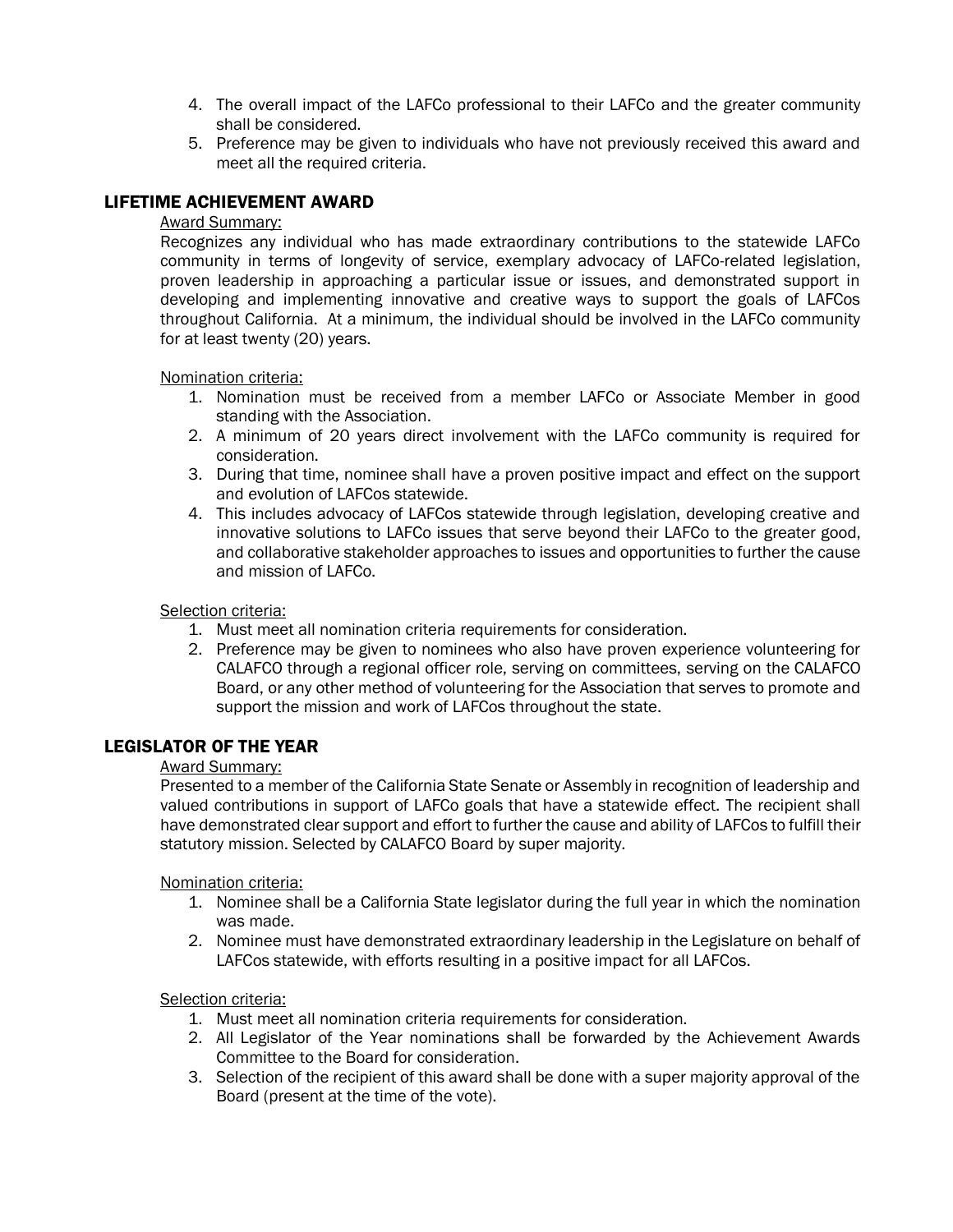4. The overall impact of the LAFCo professional to their LAFCo and the greater community shall be considered.
5. Preference may be given to individuals who have not previously received this award and meet all the required criteria.

## LIFETIME ACHIEVEMENT AWARD

Award Summary:

Recognizes any individual who has made extraordinary contributions to the statewide LAFCo community in terms of longevity of service, exemplary advocacy of LAFCo-related legislation, proven leadership in approaching a particular issue or issues, and demonstrated support in developing and implementing innovative and creative ways to support the goals of LAFCos throughout California. At a minimum, the individual should be involved in the LAFCo community for at least twenty (20) years.

Nomination criteria:

1. Nomination must be received from a member LAFCo or Associate Member in good standing with the Association.
2. A minimum of 20 years direct involvement with the LAFCo community is required for consideration.
3. During that time, nominee shall have a proven positive impact and effect on the support and evolution of LAFCos statewide.
4. This includes advocacy of LAFCos statewide through legislation, developing creative and innovative solutions to LAFCo issues that serve beyond their LAFCo to the greater good, and collaborative stakeholder approaches to issues and opportunities to further the cause and mission of LAFCo.

Selection criteria:

1. Must meet all nomination criteria requirements for consideration.
2. Preference may be given to nominees who also have proven experience volunteering for CALAFCO through a regional officer role, serving on committees, serving on the CALAFCO Board, or any other method of volunteering for the Association that serves to promote and support the mission and work of LAFCos throughout the state.

## LEGISLATOR OF THE YEAR

Award Summary:

Presented to a member of the California State Senate or Assembly in recognition of leadership and valued contributions in support of LAFCo goals that have a statewide effect. The recipient shall have demonstrated clear support and effort to further the cause and ability of LAFCos to fulfill their statutory mission. Selected by CALAFCO Board by super majority.

Nomination criteria:

1. Nominee shall be a California State legislator during the full year in which the nomination was made.
2. Nominee must have demonstrated extraordinary leadership in the Legislature on behalf of LAFCos statewide, with efforts resulting in a positive impact for all LAFCos.

Selection criteria:

1. Must meet all nomination criteria requirements for consideration.
2. All Legislator of the Year nominations shall be forwarded by the Achievement Awards Committee to the Board for consideration.
3. Selection of the recipient of this award shall be done with a super majority approval of the Board (present at the time of the vote).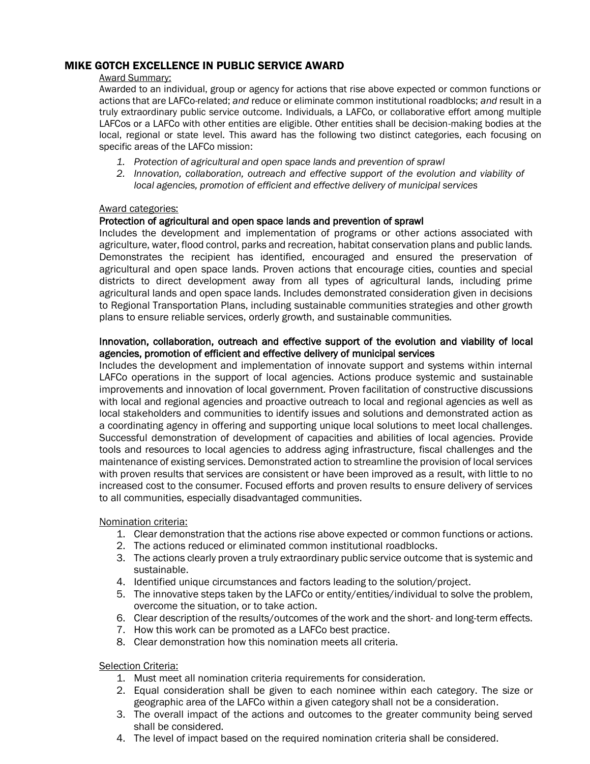## MIKE GOTCH EXCELLENCE IN PUBLIC SERVICE AWARD

Award Summary:

Awarded to an individual, group or agency for actions that rise above expected or common functions or actions that are LAFCo-related; *and* reduce or eliminate common institutional roadblocks; *and* result in a truly extraordinary public service outcome. Individuals, a LAFCo, or collaborative effort among multiple LAFCos or a LAFCo with other entities are eligible. Other entities shall be decision-making bodies at the local, regional or state level. This award has the following two distinct categories, each focusing on specific areas of the LAFCo mission:

1. *Protection of agricultural and open space lands and prevention of sprawl*
2. *Innovation, collaboration, outreach and effective support of the evolution and viability of local agencies, promotion of efficient and effective delivery of municipal services*

Award categories:

**Protection of agricultural and open space lands and prevention of sprawl**

Includes the development and implementation of programs or other actions associated with agriculture, water, flood control, parks and recreation, habitat conservation plans and public lands. Demonstrates the recipient has identified, encouraged and ensured the preservation of agricultural and open space lands. Proven actions that encourage cities, counties and special districts to direct development away from all types of agricultural lands, including prime agricultural lands and open space lands. Includes demonstrated consideration given in decisions to Regional Transportation Plans, including sustainable communities strategies and other growth plans to ensure reliable services, orderly growth, and sustainable communities.

**Innovation, collaboration, outreach and effective support of the evolution and viability of local agencies, promotion of efficient and effective delivery of municipal services**

Includes the development and implementation of innovate support and systems within internal LAFCo operations in the support of local agencies. Actions produce systemic and sustainable improvements and innovation of local government. Proven facilitation of constructive discussions with local and regional agencies and proactive outreach to local and regional agencies as well as local stakeholders and communities to identify issues and solutions and demonstrated action as a coordinating agency in offering and supporting unique local solutions to meet local challenges. Successful demonstration of development of capacities and abilities of local agencies. Provide tools and resources to local agencies to address aging infrastructure, fiscal challenges and the maintenance of existing services. Demonstrated action to streamline the provision of local services with proven results that services are consistent or have been improved as a result, with little to no increased cost to the consumer. Focused efforts and proven results to ensure delivery of services to all communities, especially disadvantaged communities.

Nomination criteria:

1. Clear demonstration that the actions rise above expected or common functions or actions.
2. The actions reduced or eliminated common institutional roadblocks.
3. The actions clearly proven a truly extraordinary public service outcome that is systemic and sustainable.
4. Identified unique circumstances and factors leading to the solution/project.
5. The innovative steps taken by the LAFCo or entity/entities/individual to solve the problem, overcome the situation, or to take action.
6. Clear description of the results/outcomes of the work and the short- and long-term effects.
7. How this work can be promoted as a LAFCo best practice.
8. Clear demonstration how this nomination meets all criteria.

Selection Criteria:

1. Must meet all nomination criteria requirements for consideration.
2. Equal consideration shall be given to each nominee within each category. The size or geographic area of the LAFCo within a given category shall not be a consideration.
3. The overall impact of the actions and outcomes to the greater community being served shall be considered.
4. The level of impact based on the required nomination criteria shall be considered.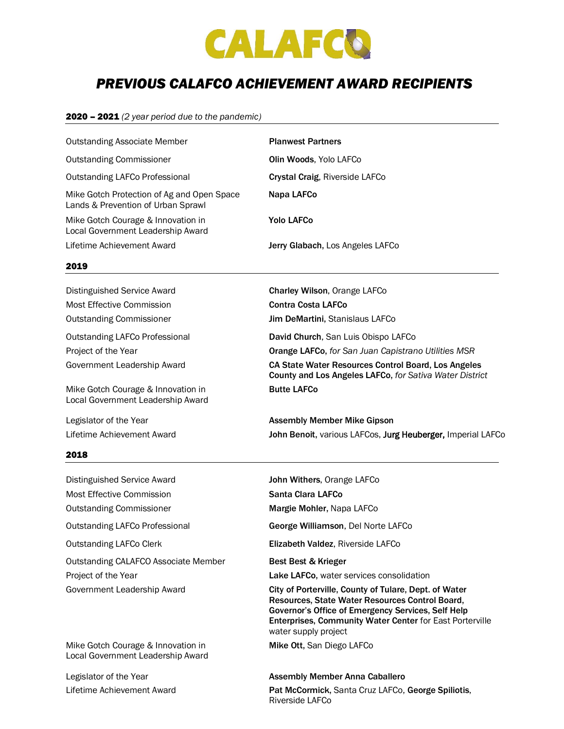# CALAFCO

## *PREVIOUS CALAFCO ACHIEVEMENT AWARD RECIPIENTS*

### 2020 – 2021 *(2 year period due to the pandemic)*

| | |
|---|---|
| Outstanding Associate Member | **Planwest Partners** |
| Outstanding Commissioner | **Olin Woods**, Yolo LAFCo |
| Outstanding LAFCo Professional | **Crystal Craig**, Riverside LAFCo |
| Mike Gotch Protection of Ag and Open Space Lands & Prevention of Urban Sprawl | **Napa LAFCo** |
| Mike Gotch Courage & Innovation in Local Government Leadership Award | **Yolo LAFCo** |
| Lifetime Achievement Award | **Jerry Glabach**, Los Angeles LAFCo |

### 2019

| | |
|---|---|
| Distinguished Service Award | **Charley Wilson**, Orange LAFCo |
| Most Effective Commission | **Contra Costa LAFCo** |
| Outstanding Commissioner | **Jim DeMartini**, Stanislaus LAFCo |
| Outstanding LAFCo Professional | **David Church**, San Luis Obispo LAFCo |
| Project of the Year | **Orange LAFCo**, *for San Juan Capistrano Utilities MSR* |
| Government Leadership Award | **CA State Water Resources Control Board, Los Angeles County and Los Angeles LAFCo**, *for Sativa Water District* |
| Mike Gotch Courage & Innovation in Local Government Leadership Award | **Butte LAFCo** |
| Legislator of the Year | **Assembly Member Mike Gipson** |
| Lifetime Achievement Award | **John Benoit**, various LAFCos, **Jurg Heuberger**, Imperial LAFCo |

### 2018

| | |
|---|---|
| Distinguished Service Award | **John Withers**, Orange LAFCo |
| Most Effective Commission | **Santa Clara LAFCo** |
| Outstanding Commissioner | **Margie Mohler**, Napa LAFCo |
| Outstanding LAFCo Professional | **George Williamson**, Del Norte LAFCo |
| Outstanding LAFCo Clerk | **Elizabeth Valdez**, Riverside LAFCo |
| Outstanding CALAFCO Associate Member | **Best Best & Krieger** |
| Project of the Year | **Lake LAFCo**, water services consolidation |
| Government Leadership Award | **City of Porterville, County of Tulare, Dept. of Water Resources, State Water Resources Control Board, Governor's Office of Emergency Services, Self Help Enterprises, Community Water Center** for East Porterville water supply project |
| Mike Gotch Courage & Innovation in Local Government Leadership Award | **Mike Ott**, San Diego LAFCo |
| Legislator of the Year | **Assembly Member Anna Caballero** |
| Lifetime Achievement Award | **Pat McCormick**, Santa Cruz LAFCo, **George Spiliotis**, Riverside LAFCo |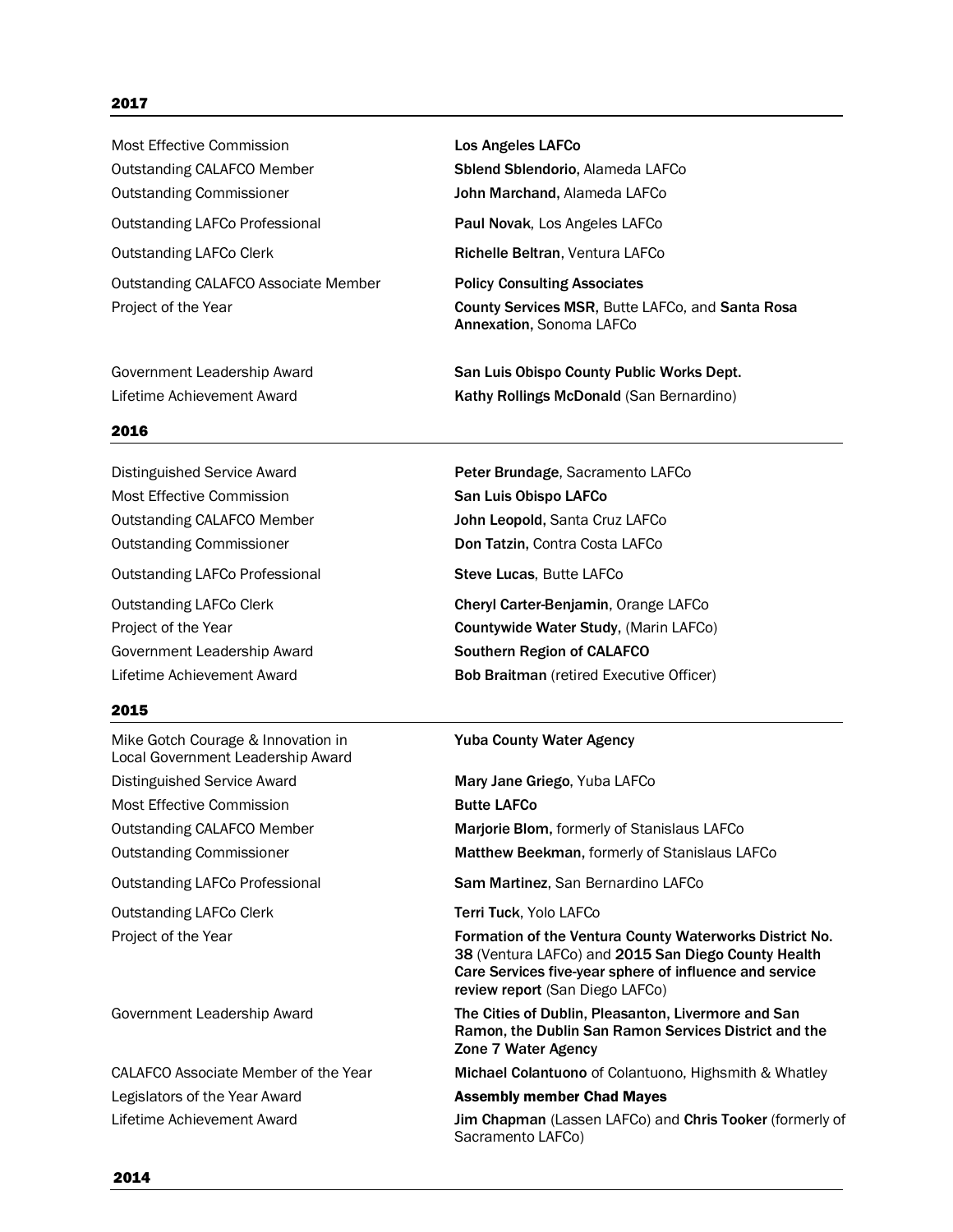## 2017

| | |
|---|---|
| Most Effective Commission | **Los Angeles LAFCo** |
| Outstanding CALAFCO Member | **Sblend Sblendorio,** Alameda LAFCo |
| Outstanding Commissioner | **John Marchand,** Alameda LAFCo |
| Outstanding LAFCo Professional | **Paul Novak**, Los Angeles LAFCo |
| Outstanding LAFCo Clerk | **Richelle Beltran**, Ventura LAFCo |
| Outstanding CALAFCO Associate Member | **Policy Consulting Associates** |
| Project of the Year | **County Services MSR**, Butte LAFCo, and **Santa Rosa Annexation,** Sonoma LAFCo |
| Government Leadership Award | **San Luis Obispo County Public Works Dept.** |
| Lifetime Achievement Award | **Kathy Rollings McDonald** (San Bernardino) |

## 2016

| | |
|---|---|
| Distinguished Service Award | **Peter Brundage**, Sacramento LAFCo |
| Most Effective Commission | **San Luis Obispo LAFCo** |
| Outstanding CALAFCO Member | **John Leopold,** Santa Cruz LAFCo |
| Outstanding Commissioner | **Don Tatzin,** Contra Costa LAFCo |
| Outstanding LAFCo Professional | **Steve Lucas**, Butte LAFCo |
| Outstanding LAFCo Clerk | **Cheryl Carter-Benjamin**, Orange LAFCo |
| Project of the Year | **Countywide Water Study,** (Marin LAFCo) |
| Government Leadership Award | **Southern Region of CALAFCO** |
| Lifetime Achievement Award | **Bob Braitman** (retired Executive Officer) |

## 2015

| | |
|---|---|
| Mike Gotch Courage & Innovation in Local Government Leadership Award | **Yuba County Water Agency** |
| Distinguished Service Award | **Mary Jane Griego**, Yuba LAFCo |
| Most Effective Commission | **Butte LAFCo** |
| Outstanding CALAFCO Member | **Marjorie Blom,** formerly of Stanislaus LAFCo |
| Outstanding Commissioner | **Matthew Beekman,** formerly of Stanislaus LAFCo |
| Outstanding LAFCo Professional | **Sam Martinez**, San Bernardino LAFCo |
| Outstanding LAFCo Clerk | **Terri Tuck**, Yolo LAFCo |
| Project of the Year | **Formation of the Ventura County Waterworks District No. 38** (Ventura LAFCo) and **2015 San Diego County Health Care Services five-year sphere of influence and service review report** (San Diego LAFCo) |
| Government Leadership Award | **The Cities of Dublin, Pleasanton, Livermore and San Ramon, the Dublin San Ramon Services District and the Zone 7 Water Agency** |
| CALAFCO Associate Member of the Year | **Michael Colantuono** of Colantuono, Highsmith & Whatley |
| Legislators of the Year Award | **Assembly member Chad Mayes** |
| Lifetime Achievement Award | **Jim Chapman** (Lassen LAFCo) and **Chris Tooker** (formerly of Sacramento LAFCo) |

## 2014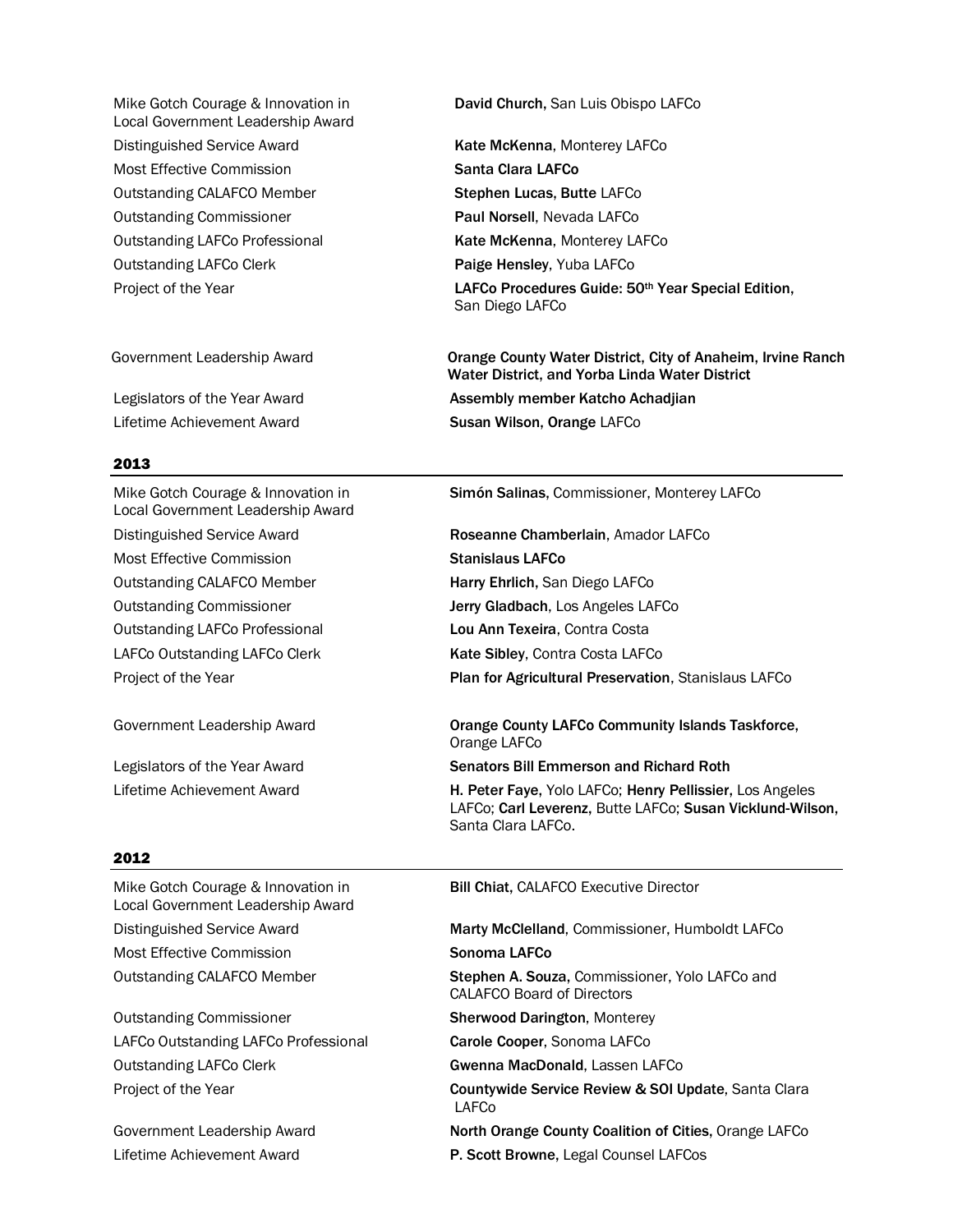| | |
|---|---|
| Mike Gotch Courage & Innovation in Local Government Leadership Award | **David Church,** San Luis Obispo LAFCo |
| Distinguished Service Award | **Kate McKenna**, Monterey LAFCo |
| Most Effective Commission | **Santa Clara LAFCo** |
| Outstanding CALAFCO Member | **Stephen Lucas, Butte** LAFCo |
| Outstanding Commissioner | **Paul Norsell**, Nevada LAFCo |
| Outstanding LAFCo Professional | **Kate McKenna**, Monterey LAFCo |
| Outstanding LAFCo Clerk | **Paige Hensley**, Yuba LAFCo |
| Project of the Year | **LAFCo Procedures Guide: 50th Year Special Edition,** San Diego LAFCo |
| Government Leadership Award | **Orange County Water District, City of Anaheim, Irvine Ranch Water District, and Yorba Linda Water District** |
| Legislators of the Year Award | **Assembly member Katcho Achadjian** |
| Lifetime Achievement Award | **Susan Wilson, Orange** LAFCo |

## 2013

| | |
|---|---|
| Mike Gotch Courage & Innovation in Local Government Leadership Award | **Simón Salinas,** Commissioner, Monterey LAFCo |
| Distinguished Service Award | **Roseanne Chamberlain**, Amador LAFCo |
| Most Effective Commission | **Stanislaus LAFCo** |
| Outstanding CALAFCO Member | **Harry Ehrlich,** San Diego LAFCo |
| Outstanding Commissioner | **Jerry Gladbach**, Los Angeles LAFCo |
| Outstanding LAFCo Professional | **Lou Ann Texeira**, Contra Costa |
| LAFCo Outstanding LAFCo Clerk | **Kate Sibley**, Contra Costa LAFCo |
| Project of the Year | **Plan for Agricultural Preservation**, Stanislaus LAFCo |
| Government Leadership Award | **Orange County LAFCo Community Islands Taskforce,** Orange LAFCo |
| Legislators of the Year Award | **Senators Bill Emmerson and Richard Roth** |
| Lifetime Achievement Award | **H. Peter Faye,** Yolo LAFCo; **Henry Pellissier,** Los Angeles LAFCo; **Carl Leverenz,** Butte LAFCo; **Susan Vicklund-Wilson,** Santa Clara LAFCo. |

## 2012

| | |
|---|---|
| Mike Gotch Courage & Innovation in Local Government Leadership Award | **Bill Chiat,** CALAFCO Executive Director |
| Distinguished Service Award | **Marty McClelland**, Commissioner, Humboldt LAFCo |
| Most Effective Commission | **Sonoma LAFCo** |
| Outstanding CALAFCO Member | **Stephen A. Souza,** Commissioner, Yolo LAFCo and CALAFCO Board of Directors |
| Outstanding Commissioner | **Sherwood Darington**, Monterey |
| LAFCo Outstanding LAFCo Professional | **Carole Cooper**, Sonoma LAFCo |
| Outstanding LAFCo Clerk | **Gwenna MacDonald**, Lassen LAFCo |
| Project of the Year | **Countywide Service Review & SOI Update**, Santa Clara LAFCo |
| Government Leadership Award | **North Orange County Coalition of Cities,** Orange LAFCo |
| Lifetime Achievement Award | **P. Scott Browne,** Legal Counsel LAFCos |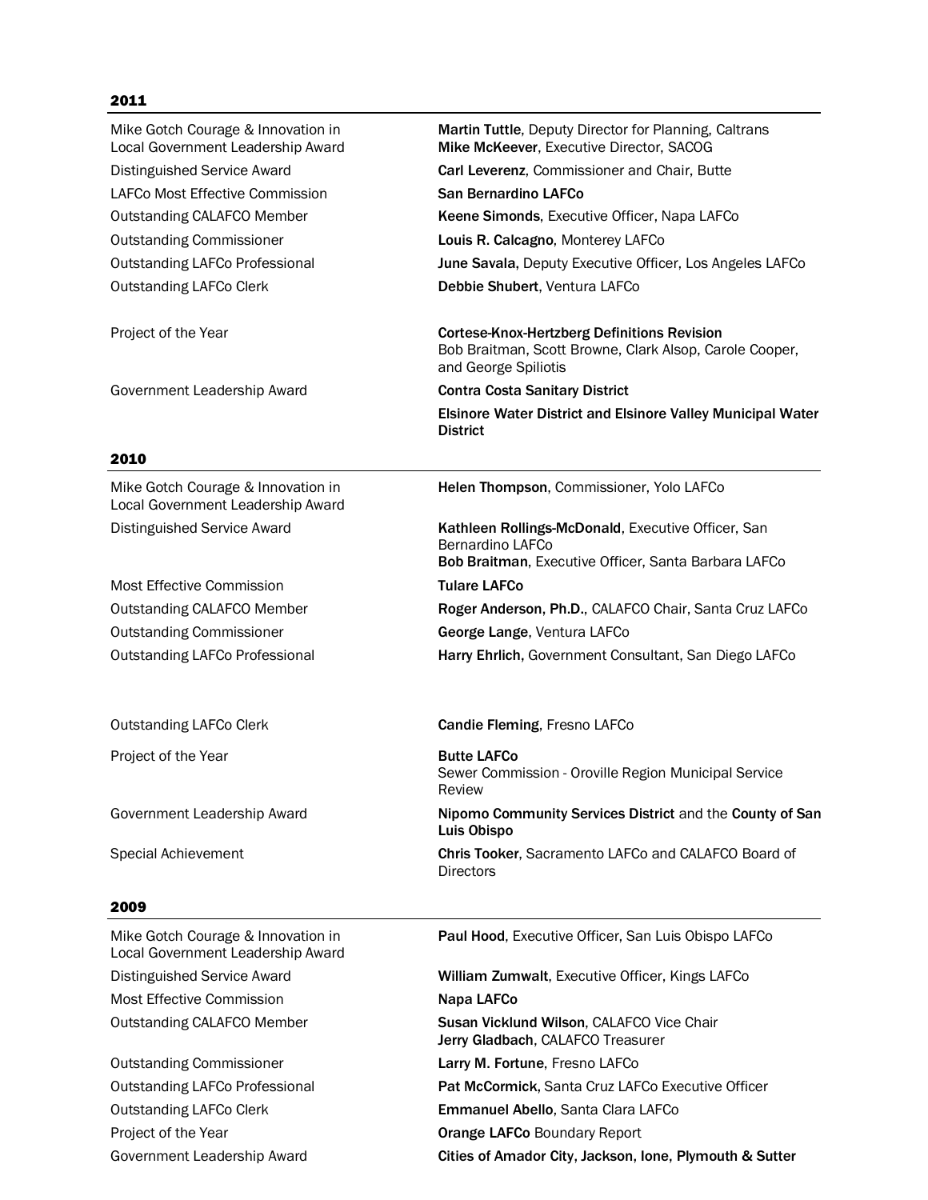## 2011

| | |
|---|---|
| Mike Gotch Courage & Innovation in Local Government Leadership Award | **Martin Tuttle**, Deputy Director for Planning, Caltrans<br>**Mike McKeever**, Executive Director, SACOG |
| Distinguished Service Award | **Carl Leverenz**, Commissioner and Chair, Butte |
| LAFCo Most Effective Commission | **San Bernardino LAFCo** |
| Outstanding CALAFCO Member | **Keene Simonds**, Executive Officer, Napa LAFCo |
| Outstanding Commissioner | **Louis R. Calcagno**, Monterey LAFCo |
| Outstanding LAFCo Professional | **June Savala,** Deputy Executive Officer, Los Angeles LAFCo |
| Outstanding LAFCo Clerk | **Debbie Shubert**, Ventura LAFCo |
| Project of the Year | **Cortese-Knox-Hertzberg Definitions Revision**<br>Bob Braitman, Scott Browne, Clark Alsop, Carole Cooper, and George Spiliotis |
| Government Leadership Award | **Contra Costa Sanitary District**<br>**Elsinore Water District and Elsinore Valley Municipal Water District** |

## 2010

| | |
|---|---|
| Mike Gotch Courage & Innovation in Local Government Leadership Award | **Helen Thompson**, Commissioner, Yolo LAFCo |
| Distinguished Service Award | **Kathleen Rollings-McDonald**, Executive Officer, San Bernardino LAFCo<br>**Bob Braitman**, Executive Officer, Santa Barbara LAFCo |
| Most Effective Commission | **Tulare LAFCo** |
| Outstanding CALAFCO Member | **Roger Anderson, Ph.D.**, CALAFCO Chair, Santa Cruz LAFCo |
| Outstanding Commissioner | **George Lange**, Ventura LAFCo |
| Outstanding LAFCo Professional | **Harry Ehrlich,** Government Consultant, San Diego LAFCo |
| Outstanding LAFCo Clerk | **Candie Fleming**, Fresno LAFCo |
| Project of the Year | **Butte LAFCo**<br>Sewer Commission - Oroville Region Municipal Service Review |
| Government Leadership Award | **Nipomo Community Services District** and the **County of San Luis Obispo** |
| Special Achievement | **Chris Tooker**, Sacramento LAFCo and CALAFCO Board of Directors |

## 2009

| | |
|---|---|
| Mike Gotch Courage & Innovation in Local Government Leadership Award | **Paul Hood**, Executive Officer, San Luis Obispo LAFCo |
| Distinguished Service Award | **William Zumwalt**, Executive Officer, Kings LAFCo |
| Most Effective Commission | **Napa LAFCo** |
| Outstanding CALAFCO Member | **Susan Vicklund Wilson**, CALAFCO Vice Chair<br>**Jerry Gladbach**, CALAFCO Treasurer |
| Outstanding Commissioner | **Larry M. Fortune**, Fresno LAFCo |
| Outstanding LAFCo Professional | **Pat McCormick,** Santa Cruz LAFCo Executive Officer |
| Outstanding LAFCo Clerk | **Emmanuel Abello**, Santa Clara LAFCo |
| Project of the Year | **Orange LAFCo** Boundary Report |
| Government Leadership Award | **Cities of Amador City, Jackson, Ione, Plymouth & Sutter** |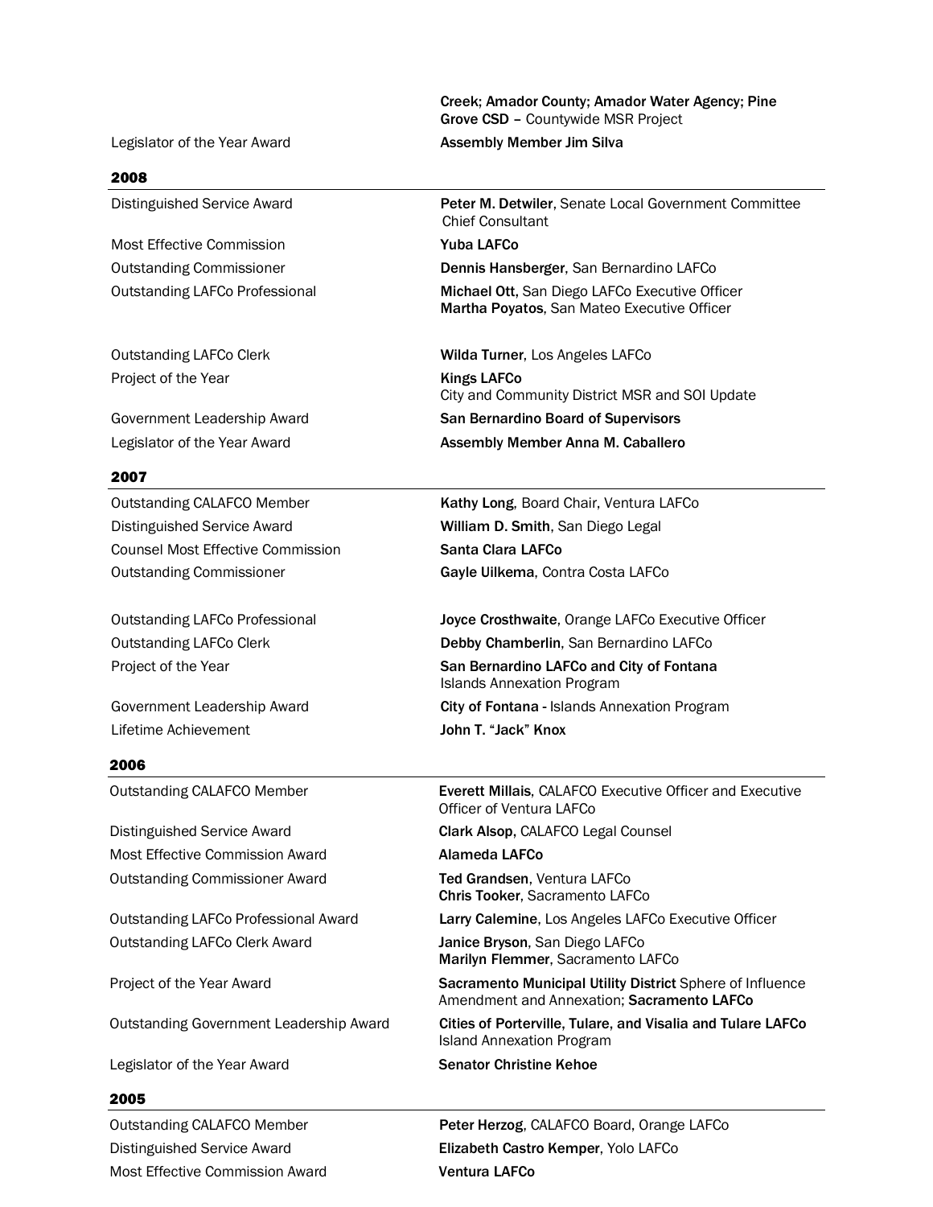| | |
|---|---|
| | **Creek; Amador County; Amador Water Agency; Pine Grove CSD** – Countywide MSR Project |
| Legislator of the Year Award | **Assembly Member Jim Silva** |

## 2008

| | |
|---|---|
| Distinguished Service Award | **Peter M. Detwiler**, Senate Local Government Committee Chief Consultant |
| Most Effective Commission | **Yuba LAFCo** |
| Outstanding Commissioner | **Dennis Hansberger**, San Bernardino LAFCo |
| Outstanding LAFCo Professional | **Michael Ott**, San Diego LAFCo Executive Officer<br>**Martha Poyatos**, San Mateo Executive Officer |
| Outstanding LAFCo Clerk | **Wilda Turner**, Los Angeles LAFCo |
| Project of the Year | **Kings LAFCo**<br>City and Community District MSR and SOI Update |
| Government Leadership Award | **San Bernardino Board of Supervisors** |
| Legislator of the Year Award | **Assembly Member Anna M. Caballero** |

## 2007

| | |
|---|---|
| Outstanding CALAFCO Member | **Kathy Long**, Board Chair, Ventura LAFCo |
| Distinguished Service Award | **William D. Smith**, San Diego Legal |
| Counsel Most Effective Commission | **Santa Clara LAFCo** |
| Outstanding Commissioner | **Gayle Uilkema**, Contra Costa LAFCo |
| Outstanding LAFCo Professional | **Joyce Crosthwaite**, Orange LAFCo Executive Officer |
| Outstanding LAFCo Clerk | **Debby Chamberlin**, San Bernardino LAFCo |
| Project of the Year | **San Bernardino LAFCo and City of Fontana**<br>Islands Annexation Program |
| Government Leadership Award | **City of Fontana** - Islands Annexation Program |
| Lifetime Achievement | **John T. "Jack" Knox** |

## 2006

| | |
|---|---|
| Outstanding CALAFCO Member | **Everett Millais**, CALAFCO Executive Officer and Executive Officer of Ventura LAFCo |
| Distinguished Service Award | **Clark Alsop**, CALAFCO Legal Counsel |
| Most Effective Commission Award | **Alameda LAFCo** |
| Outstanding Commissioner Award | **Ted Grandsen**, Ventura LAFCo<br>**Chris Tooker**, Sacramento LAFCo |
| Outstanding LAFCo Professional Award | **Larry Calemine**, Los Angeles LAFCo Executive Officer |
| Outstanding LAFCo Clerk Award | **Janice Bryson**, San Diego LAFCo<br>**Marilyn Flemmer**, Sacramento LAFCo |
| Project of the Year Award | **Sacramento Municipal Utility District** Sphere of Influence Amendment and Annexation; **Sacramento LAFCo** |
| Outstanding Government Leadership Award | **Cities of Porterville, Tulare, and Visalia and Tulare LAFCo** Island Annexation Program |
| Legislator of the Year Award | **Senator Christine Kehoe** |

## 2005

| | |
|---|---|
| Outstanding CALAFCO Member | **Peter Herzog**, CALAFCO Board, Orange LAFCo |
| Distinguished Service Award | **Elizabeth Castro Kemper**, Yolo LAFCo |
| Most Effective Commission Award | **Ventura LAFCo** |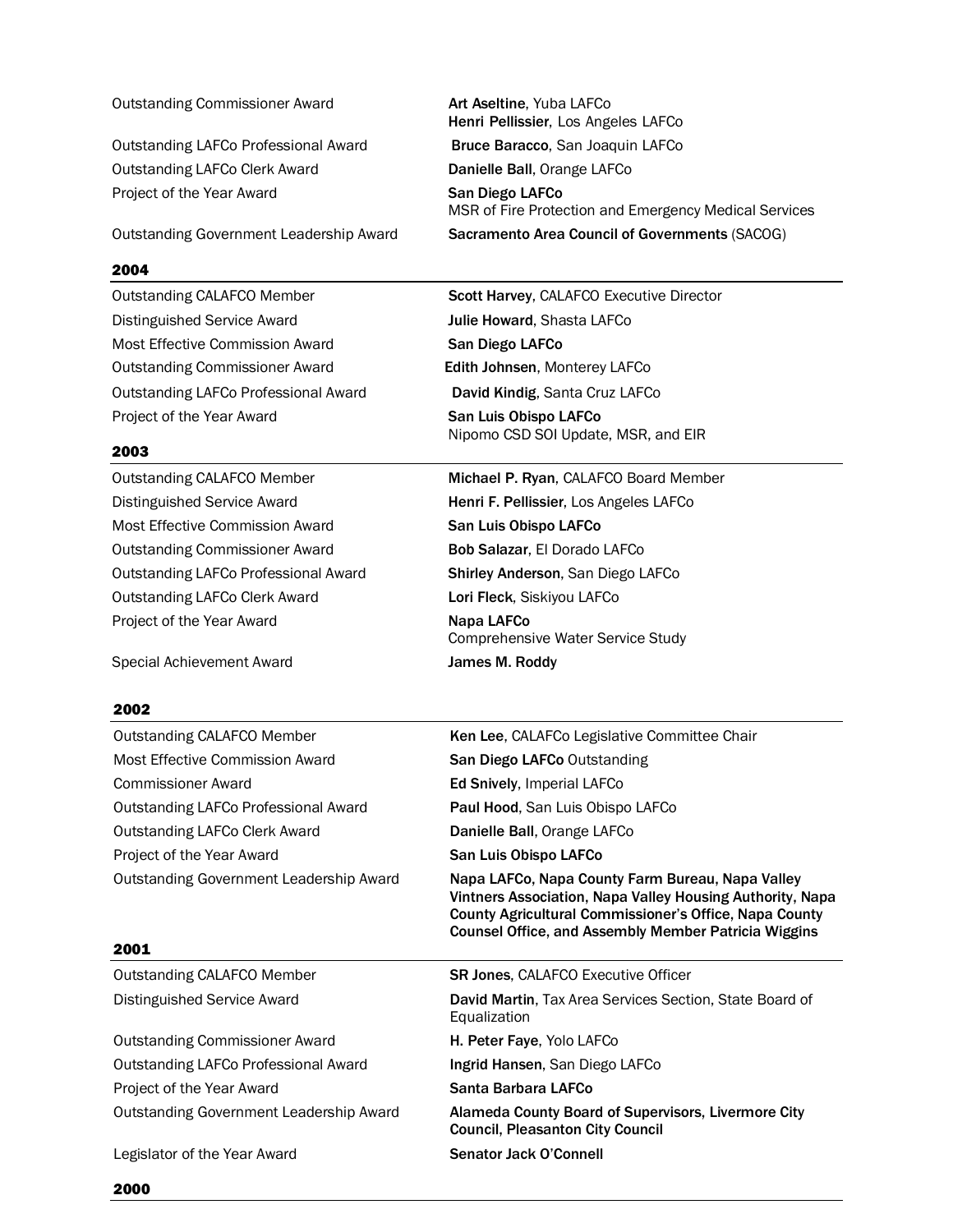| | |
|---|---|
| Outstanding Commissioner Award | **Art Aseltine**, Yuba LAFCo<br>**Henri Pellissier**, Los Angeles LAFCo |
| Outstanding LAFCo Professional Award | **Bruce Baracco**, San Joaquin LAFCo |
| Outstanding LAFCo Clerk Award | **Danielle Ball**, Orange LAFCo |
| Project of the Year Award | **San Diego LAFCo**<br>MSR of Fire Protection and Emergency Medical Services |
| Outstanding Government Leadership Award | **Sacramento Area Council of Governments** (SACOG) |

**2004**

| | |
|---|---|
| Outstanding CALAFCO Member | **Scott Harvey**, CALAFCO Executive Director |
| Distinguished Service Award | **Julie Howard**, Shasta LAFCo |
| Most Effective Commission Award | **San Diego LAFCo** |
| Outstanding Commissioner Award | **Edith Johnsen**, Monterey LAFCo |
| Outstanding LAFCo Professional Award | **David Kindig**, Santa Cruz LAFCo |
| Project of the Year Award | **San Luis Obispo LAFCo**<br>Nipomo CSD SOI Update, MSR, and EIR |

**2003**

| | |
|---|---|
| Outstanding CALAFCO Member | **Michael P. Ryan**, CALAFCO Board Member |
| Distinguished Service Award | **Henri F. Pellissier**, Los Angeles LAFCo |
| Most Effective Commission Award | **San Luis Obispo LAFCo** |
| Outstanding Commissioner Award | **Bob Salazar**, El Dorado LAFCo |
| Outstanding LAFCo Professional Award | **Shirley Anderson**, San Diego LAFCo |
| Outstanding LAFCo Clerk Award | **Lori Fleck**, Siskiyou LAFCo |
| Project of the Year Award | **Napa LAFCo**<br>Comprehensive Water Service Study |
| Special Achievement Award | **James M. Roddy** |

**2002**

| | |
|---|---|
| Outstanding CALAFCO Member | **Ken Lee**, CALAFCo Legislative Committee Chair |
| Most Effective Commission Award | **San Diego LAFCo** Outstanding |
| Commissioner Award | **Ed Snively**, Imperial LAFCo |
| Outstanding LAFCo Professional Award | **Paul Hood**, San Luis Obispo LAFCo |
| Outstanding LAFCo Clerk Award | **Danielle Ball**, Orange LAFCo |
| Project of the Year Award | **San Luis Obispo LAFCo** |
| Outstanding Government Leadership Award | **Napa LAFCo, Napa County Farm Bureau, Napa Valley Vintners Association, Napa Valley Housing Authority, Napa County Agricultural Commissioner's Office, Napa County Counsel Office, and Assembly Member Patricia Wiggins** |

**2001**

| | |
|---|---|
| Outstanding CALAFCO Member | **SR Jones**, CALAFCO Executive Officer |
| Distinguished Service Award | **David Martin**, Tax Area Services Section, State Board of Equalization |
| Outstanding Commissioner Award | **H. Peter Faye**, Yolo LAFCo |
| Outstanding LAFCo Professional Award | **Ingrid Hansen**, San Diego LAFCo |
| Project of the Year Award | **Santa Barbara LAFCo** |
| Outstanding Government Leadership Award | **Alameda County Board of Supervisors, Livermore City Council, Pleasanton City Council** |
| Legislator of the Year Award | **Senator Jack O'Connell** |

**2000**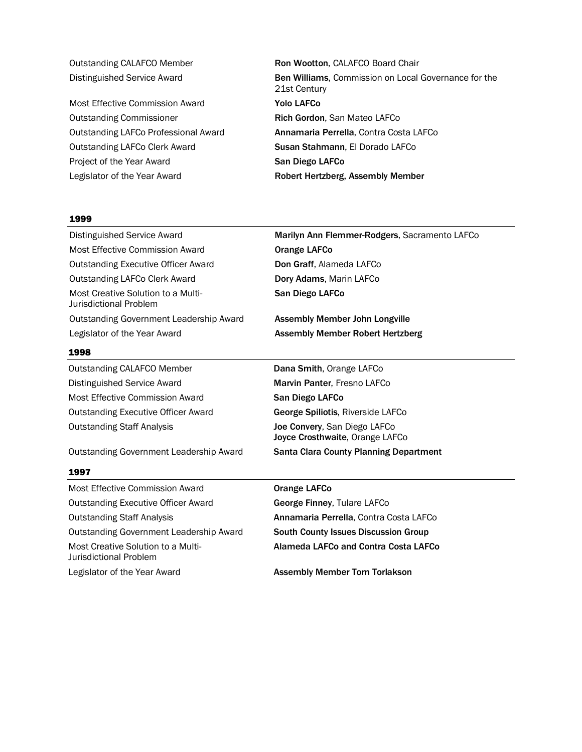| | |
|---|---|
| Outstanding CALAFCO Member | **Ron Wootton**, CALAFCO Board Chair |
| Distinguished Service Award | **Ben Williams**, Commission on Local Governance for the 21st Century |
| Most Effective Commission Award | **Yolo LAFCo** |
| Outstanding Commissioner | **Rich Gordon**, San Mateo LAFCo |
| Outstanding LAFCo Professional Award | **Annamaria Perrella**, Contra Costa LAFCo |
| Outstanding LAFCo Clerk Award | **Susan Stahmann**, El Dorado LAFCo |
| Project of the Year Award | **San Diego LAFCo** |
| Legislator of the Year Award | **Robert Hertzberg, Assembly Member** |

## 1999

| | |
|---|---|
| Distinguished Service Award | **Marilyn Ann Flemmer-Rodgers**, Sacramento LAFCo |
| Most Effective Commission Award | **Orange LAFCo** |
| Outstanding Executive Officer Award | **Don Graff**, Alameda LAFCo |
| Outstanding LAFCo Clerk Award | **Dory Adams**, Marin LAFCo |
| Most Creative Solution to a Multi-Jurisdictional Problem | **San Diego LAFCo** |
| Outstanding Government Leadership Award | **Assembly Member John Longville** |
| Legislator of the Year Award | **Assembly Member Robert Hertzberg** |

## 1998

| | |
|---|---|
| Outstanding CALAFCO Member | **Dana Smith**, Orange LAFCo |
| Distinguished Service Award | **Marvin Panter**, Fresno LAFCo |
| Most Effective Commission Award | **San Diego LAFCo** |
| Outstanding Executive Officer Award | **George Spiliotis**, Riverside LAFCo |
| Outstanding Staff Analysis | **Joe Convery**, San Diego LAFCo<br>**Joyce Crosthwaite**, Orange LAFCo |
| Outstanding Government Leadership Award | **Santa Clara County Planning Department** |

## 1997

| | |
|---|---|
| Most Effective Commission Award | **Orange LAFCo** |
| Outstanding Executive Officer Award | **George Finney**, Tulare LAFCo |
| Outstanding Staff Analysis | **Annamaria Perrella**, Contra Costa LAFCo |
| Outstanding Government Leadership Award | **South County Issues Discussion Group** |
| Most Creative Solution to a Multi-Jurisdictional Problem | **Alameda LAFCo and Contra Costa LAFCo** |
| Legislator of the Year Award | **Assembly Member Tom Torlakson** |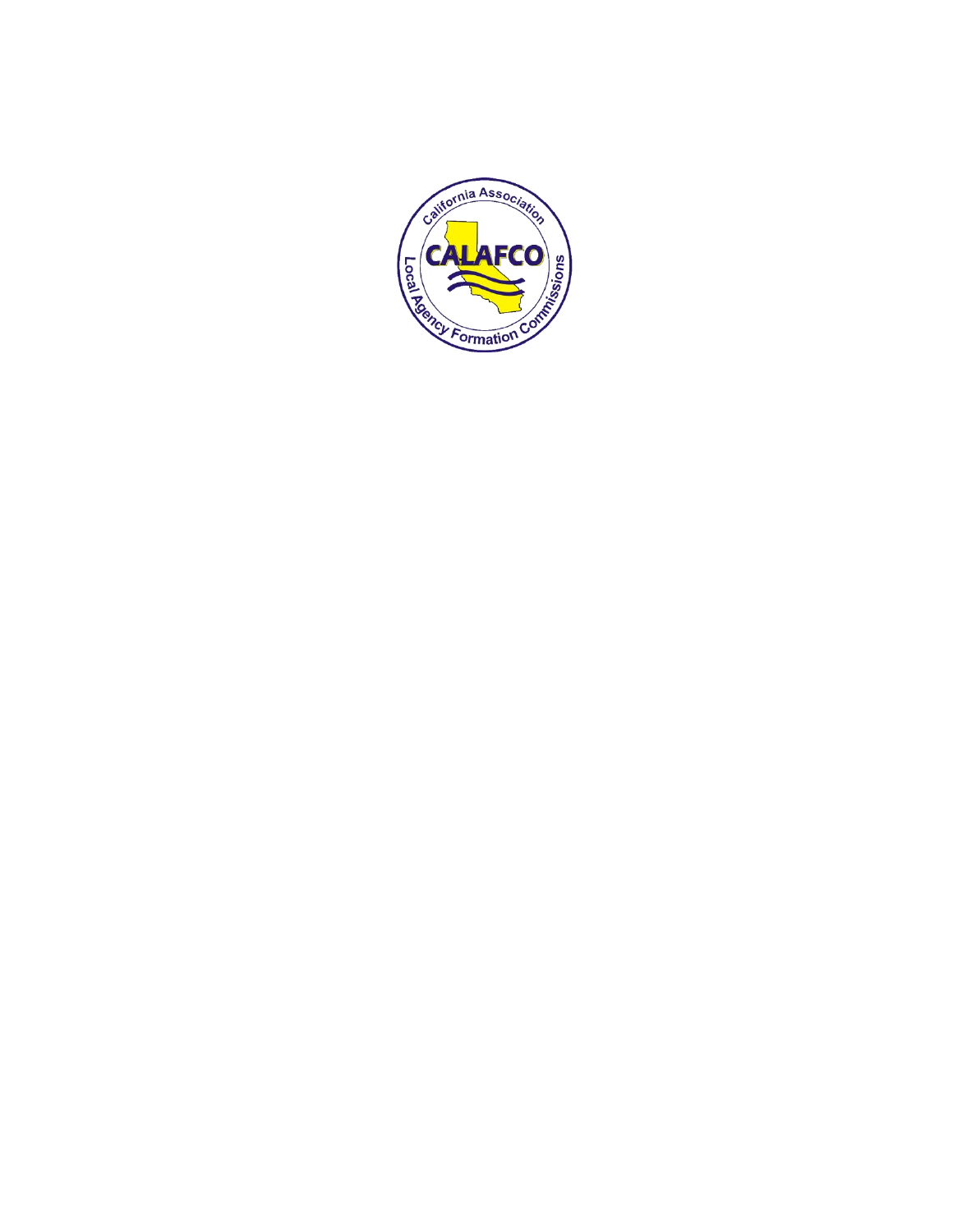California Association

CALAFCO

Local Agency Formation Commissions